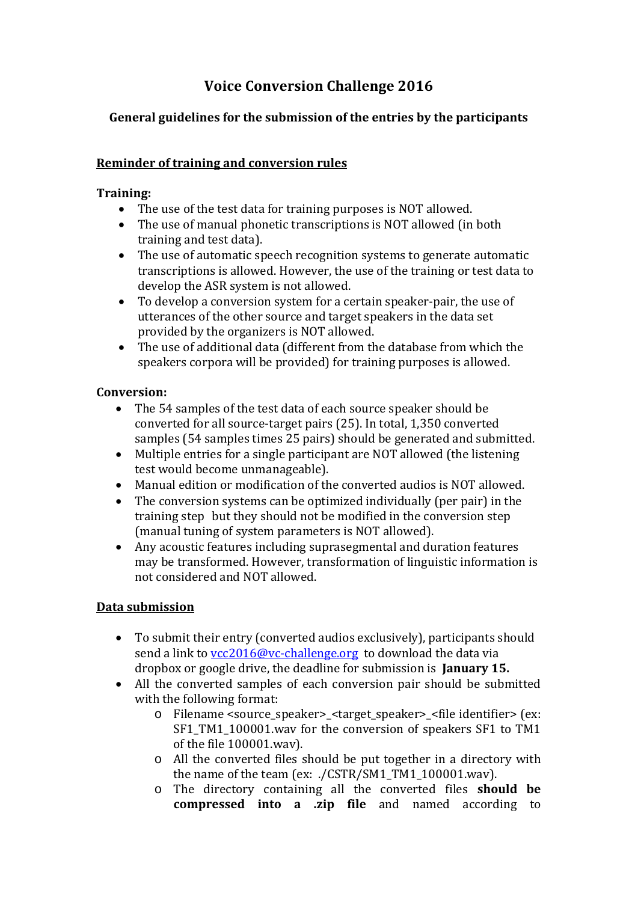# Voice Conversion Challenge 2016

## General guidelines for the submission of the entries by the participants

### Reminder of training and conversion rules

**Training:**

- The use of the test data for training purposes is NOT allowed.
- The use of manual phonetic transcriptions is NOT allowed (in both training and test data).
- The use of automatic speech recognition systems to generate automatic transcriptions is allowed. However, the use of the training or test data to develop the ASR system is not allowed.
- To develop a conversion system for a certain speaker-pair, the use of utterances of the other source and target speakers in the data set provided by the organizers is NOT allowed.
- The use of additional data (different from the database from which the speakers corpora will be provided) for training purposes is allowed.

**Conversion:**

- The 54 samples of the test data of each source speaker should be converted for all source-target pairs (25). In total, 1,350 converted samples (54 samples times 25 pairs) should be generated and submitted.
- Multiple entries for a single participant are NOT allowed (the listening test would become unmanageable).
- Manual edition or modification of the converted audios is NOT allowed.
- The conversion systems can be optimized individually (per pair) in the training step but they should not be modified in the conversion step (manual tuning of system parameters is NOT allowed).
- Any acoustic features including suprasegmental and duration features may be transformed. However, transformation of linguistic information is not considered and NOT allowed.

### Data submission

- To submit their entry (converted audios exclusively), participants should send a link to vcc2016@vc-challenge.org to download the data via dropbox or google drive, the deadline for submission is **January 15.**
- All the converted samples of each conversion pair should be submitted with the following format:
  - Filename <source_speaker>_<target_speaker>_<file identifier> (ex: SF1_TM1_100001.wav for the conversion of speakers SF1 to TM1 of the file 100001.wav).
  - All the converted files should be put together in a directory with the name of the team (ex: ./CSTR/SM1_TM1_100001.wav).
  - The directory containing all the converted files **should be compressed into a .zip file** and named according to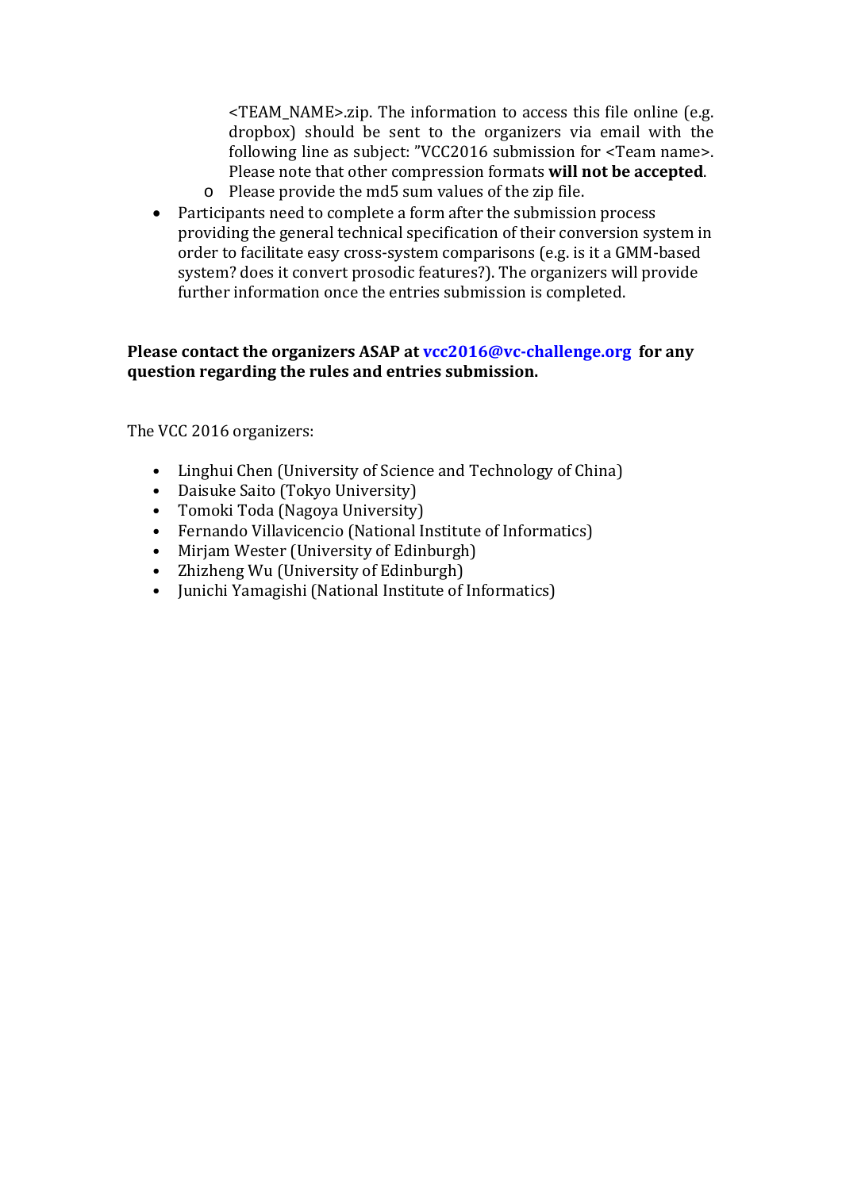<TEAM_NAME>.zip. The information to access this file online (e.g. dropbox) should be sent to the organizers via email with the following line as subject: ”VCC2016 submission for <Team name>. Please note that other compression formats **will not be accepted**.
    - Please provide the md5 sum values of the zip file.
- Participants need to complete a form after the submission process providing the general technical specification of their conversion system in order to facilitate easy cross-system comparisons (e.g. is it a GMM-based system? does it convert prosodic features?). The organizers will provide further information once the entries submission is completed.

**Please contact the organizers ASAP at vcc2016@vc-challenge.org for any question regarding the rules and entries submission.**

The VCC 2016 organizers:

- Linghui Chen (University of Science and Technology of China)
- Daisuke Saito (Tokyo University)
- Tomoki Toda (Nagoya University)
- Fernando Villavicencio (National Institute of Informatics)
- Mirjam Wester (University of Edinburgh)
- Zhizheng Wu (University of Edinburgh)
- Junichi Yamagishi (National Institute of Informatics)